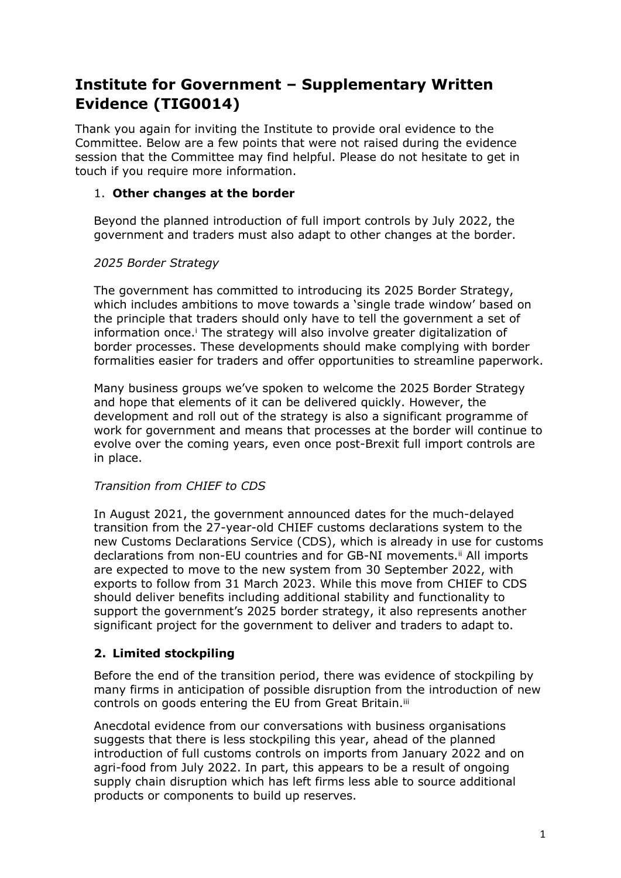# Institute for Government – Supplementary Written Evidence (TIG0014)

Thank you again for inviting the Institute to provide oral evidence to the Committee. Below are a few points that were not raised during the evidence session that the Committee may find helpful. Please do not hesitate to get in touch if you require more information.

1. **Other changes at the border**

Beyond the planned introduction of full import controls by July 2022, the government and traders must also adapt to other changes at the border.

*2025 Border Strategy*

The government has committed to introducing its 2025 Border Strategy, which includes ambitions to move towards a 'single trade window' based on the principle that traders should only have to tell the government a set of information once.[i] The strategy will also involve greater digitalization of border processes. These developments should make complying with border formalities easier for traders and offer opportunities to streamline paperwork.

Many business groups we've spoken to welcome the 2025 Border Strategy and hope that elements of it can be delivered quickly. However, the development and roll out of the strategy is also a significant programme of work for government and means that processes at the border will continue to evolve over the coming years, even once post-Brexit full import controls are in place.

*Transition from CHIEF to CDS*

In August 2021, the government announced dates for the much-delayed transition from the 27-year-old CHIEF customs declarations system to the new Customs Declarations Service (CDS), which is already in use for customs declarations from non-EU countries and for GB-NI movements.[ii] All imports are expected to move to the new system from 30 September 2022, with exports to follow from 31 March 2023. While this move from CHIEF to CDS should deliver benefits including additional stability and functionality to support the government's 2025 border strategy, it also represents another significant project for the government to deliver and traders to adapt to.

2. **Limited stockpiling**

Before the end of the transition period, there was evidence of stockpiling by many firms in anticipation of possible disruption from the introduction of new controls on goods entering the EU from Great Britain.[iii]

Anecdotal evidence from our conversations with business organisations suggests that there is less stockpiling this year, ahead of the planned introduction of full customs controls on imports from January 2022 and on agri-food from July 2022. In part, this appears to be a result of ongoing supply chain disruption which has left firms less able to source additional products or components to build up reserves.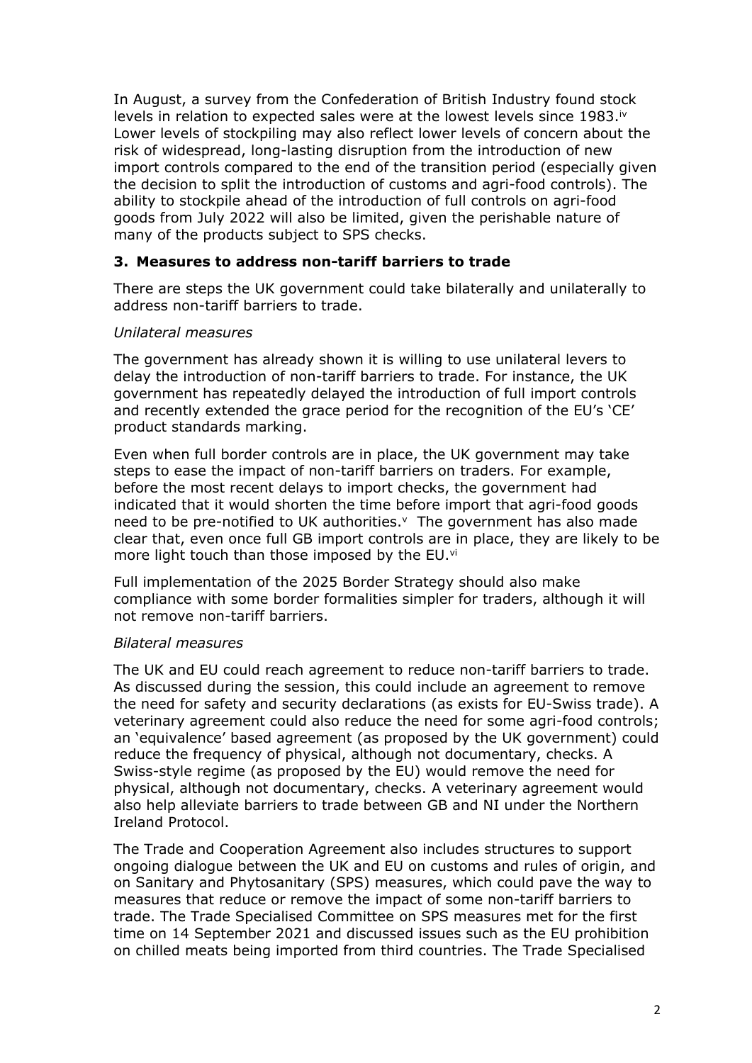In August, a survey from the Confederation of British Industry found stock levels in relation to expected sales were at the lowest levels since 1983.[iv] Lower levels of stockpiling may also reflect lower levels of concern about the risk of widespread, long-lasting disruption from the introduction of new import controls compared to the end of the transition period (especially given the decision to split the introduction of customs and agri-food controls). The ability to stockpile ahead of the introduction of full controls on agri-food goods from July 2022 will also be limited, given the perishable nature of many of the products subject to SPS checks.

### 3. Measures to address non-tariff barriers to trade

There are steps the UK government could take bilaterally and unilaterally to address non-tariff barriers to trade.

*Unilateral measures*

The government has already shown it is willing to use unilateral levers to delay the introduction of non-tariff barriers to trade. For instance, the UK government has repeatedly delayed the introduction of full import controls and recently extended the grace period for the recognition of the EU's 'CE' product standards marking.

Even when full border controls are in place, the UK government may take steps to ease the impact of non-tariff barriers on traders. For example, before the most recent delays to import checks, the government had indicated that it would shorten the time before import that agri-food goods need to be pre-notified to UK authorities.[v] The government has also made clear that, even once full GB import controls are in place, they are likely to be more light touch than those imposed by the EU.[vi]

Full implementation of the 2025 Border Strategy should also make compliance with some border formalities simpler for traders, although it will not remove non-tariff barriers.

*Bilateral measures*

The UK and EU could reach agreement to reduce non-tariff barriers to trade. As discussed during the session, this could include an agreement to remove the need for safety and security declarations (as exists for EU-Swiss trade). A veterinary agreement could also reduce the need for some agri-food controls; an 'equivalence' based agreement (as proposed by the UK government) could reduce the frequency of physical, although not documentary, checks. A Swiss-style regime (as proposed by the EU) would remove the need for physical, although not documentary, checks. A veterinary agreement would also help alleviate barriers to trade between GB and NI under the Northern Ireland Protocol.

The Trade and Cooperation Agreement also includes structures to support ongoing dialogue between the UK and EU on customs and rules of origin, and on Sanitary and Phytosanitary (SPS) measures, which could pave the way to measures that reduce or remove the impact of some non-tariff barriers to trade. The Trade Specialised Committee on SPS measures met for the first time on 14 September 2021 and discussed issues such as the EU prohibition on chilled meats being imported from third countries. The Trade Specialised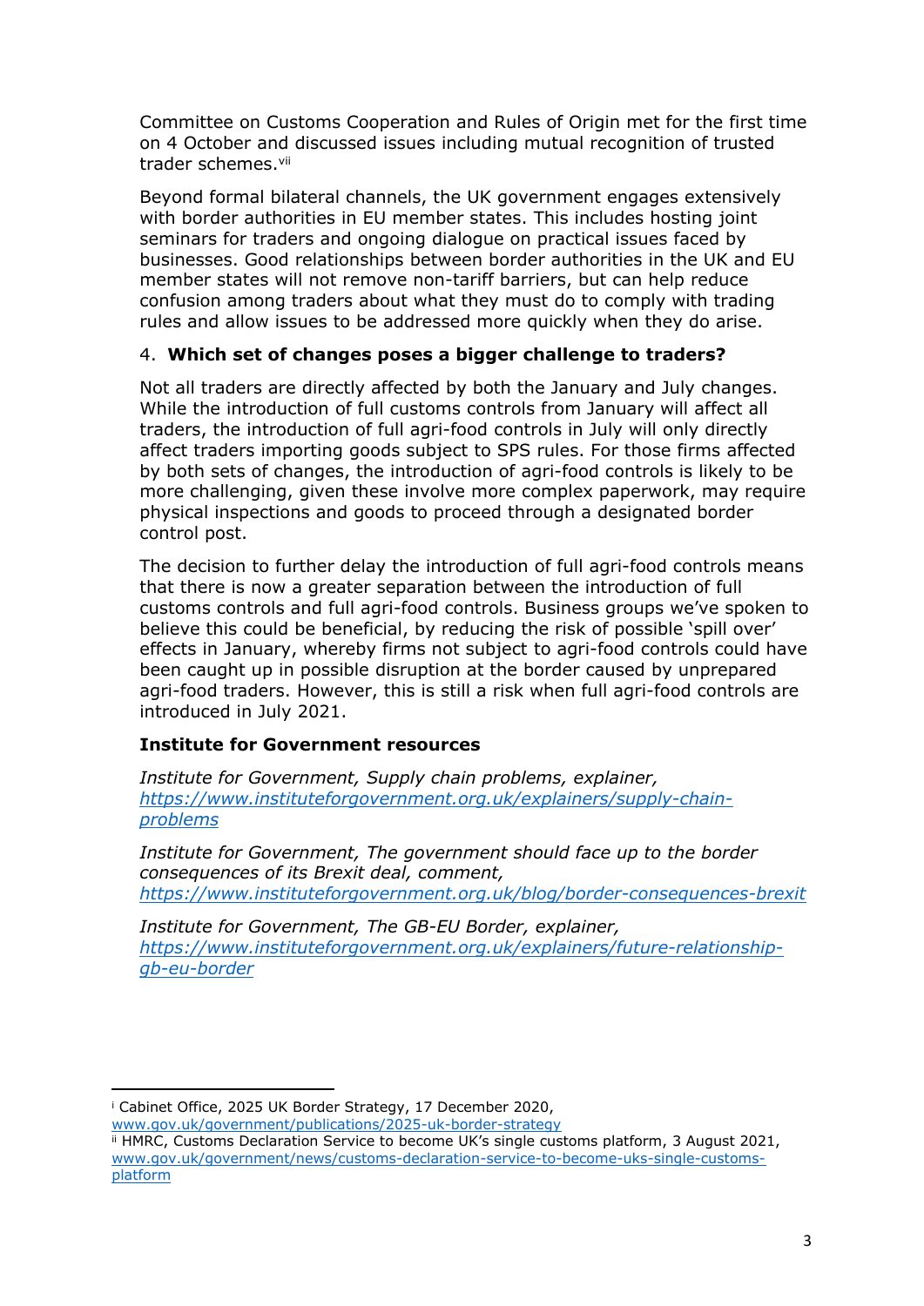Committee on Customs Cooperation and Rules of Origin met for the first time on 4 October and discussed issues including mutual recognition of trusted trader schemes.[vii]

Beyond formal bilateral channels, the UK government engages extensively with border authorities in EU member states. This includes hosting joint seminars for traders and ongoing dialogue on practical issues faced by businesses. Good relationships between border authorities in the UK and EU member states will not remove non-tariff barriers, but can help reduce confusion among traders about what they must do to comply with trading rules and allow issues to be addressed more quickly when they do arise.

4. **Which set of changes poses a bigger challenge to traders?**

Not all traders are directly affected by both the January and July changes. While the introduction of full customs controls from January will affect all traders, the introduction of full agri-food controls in July will only directly affect traders importing goods subject to SPS rules. For those firms affected by both sets of changes, the introduction of agri-food controls is likely to be more challenging, given these involve more complex paperwork, may require physical inspections and goods to proceed through a designated border control post.

The decision to further delay the introduction of full agri-food controls means that there is now a greater separation between the introduction of full customs controls and full agri-food controls. Business groups we've spoken to believe this could be beneficial, by reducing the risk of possible 'spill over' effects in January, whereby firms not subject to agri-food controls could have been caught up in possible disruption at the border caused by unprepared agri-food traders. However, this is still a risk when full agri-food controls are introduced in July 2021.

**Institute for Government resources**

*Institute for Government, Supply chain problems, explainer,* [*https://www.instituteforgovernment.org.uk/explainers/supply-chain-problems*](https://www.instituteforgovernment.org.uk/explainers/supply-chain-problems)

*Institute for Government, The government should face up to the border consequences of its Brexit deal, comment,* [*https://www.instituteforgovernment.org.uk/blog/border-consequences-brexit*](https://www.instituteforgovernment.org.uk/blog/border-consequences-brexit)

*Institute for Government, The GB-EU Border, explainer,* [*https://www.instituteforgovernment.org.uk/explainers/future-relationship-gb-eu-border*](https://www.instituteforgovernment.org.uk/explainers/future-relationship-gb-eu-border)

---

[i] Cabinet Office, 2025 UK Border Strategy, 17 December 2020, [www.gov.uk/government/publications/2025-uk-border-strategy](https://www.gov.uk/government/publications/2025-uk-border-strategy)

[ii] HMRC, Customs Declaration Service to become UK's single customs platform, 3 August 2021, [www.gov.uk/government/news/customs-declaration-service-to-become-uks-single-customs-platform](https://www.gov.uk/government/news/customs-declaration-service-to-become-uks-single-customs-platform)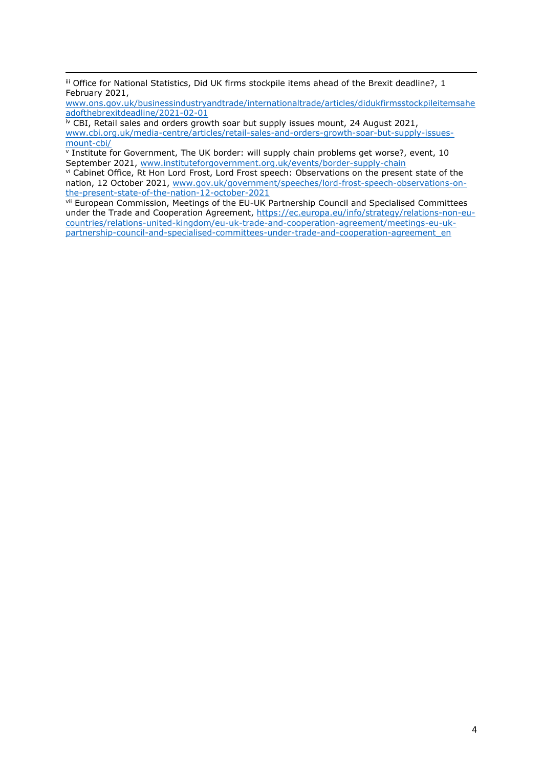[iii] Office for National Statistics, Did UK firms stockpile items ahead of the Brexit deadline?, 1 February 2021, www.ons.gov.uk/businessindustryandtrade/internationaltrade/articles/didukfirmsstockpileitemsaheadofthebrexitdeadline/2021-02-01

[iv] CBI, Retail sales and orders growth soar but supply issues mount, 24 August 2021, www.cbi.org.uk/media-centre/articles/retail-sales-and-orders-growth-soar-but-supply-issues-mount-cbi/

[v] Institute for Government, The UK border: will supply chain problems get worse?, event, 10 September 2021, www.instituteforgovernment.org.uk/events/border-supply-chain

[vi] Cabinet Office, Rt Hon Lord Frost, Lord Frost speech: Observations on the present state of the nation, 12 October 2021, www.gov.uk/government/speeches/lord-frost-speech-observations-on-the-present-state-of-the-nation-12-october-2021

[vii] European Commission, Meetings of the EU-UK Partnership Council and Specialised Committees under the Trade and Cooperation Agreement, https://ec.europa.eu/info/strategy/relations-non-eu-countries/relations-united-kingdom/eu-uk-trade-and-cooperation-agreement/meetings-eu-uk-partnership-council-and-specialised-committees-under-trade-and-cooperation-agreement_en